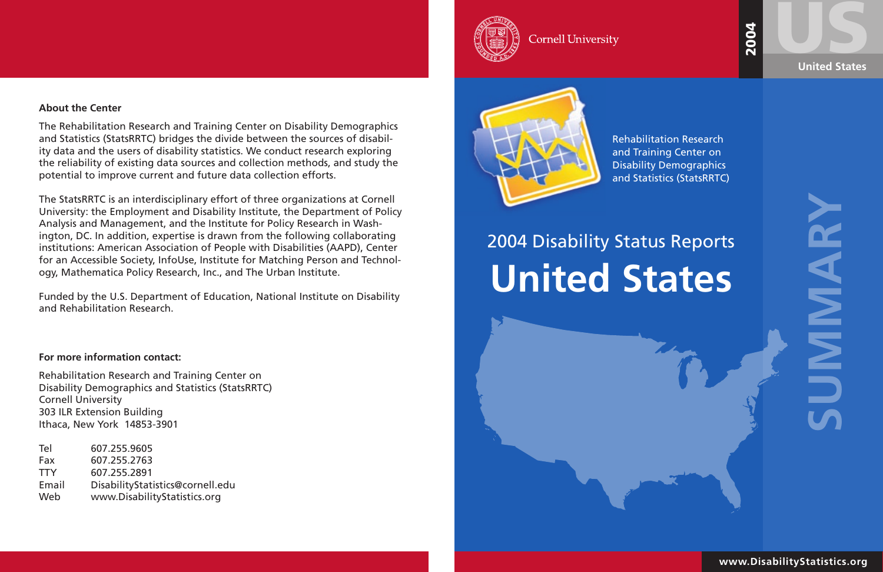### About the Center

The Rehabilitation Research and Training Center on Disability Demographics and Statistics (StatsRRTC) bridges the divide between the sources of disability data and the users of disability statistics. We conduct research exploring the reliability of existing data sources and collection methods, and study the potential to improve current and future data collection efforts.

The StatsRRTC is an interdisciplinary effort of three organizations at Cornell University: the Employment and Disability Institute, the Department of Policy Analysis and Management, and the Institute for Policy Research in Washington, DC. In addition, expertise is drawn from the following collaborating institutions: American Association of People with Disabilities (AAPD), Center for an Accessible Society, InfoUse, Institute for Matching Person and Technology, Mathematica Policy Research, Inc., and The Urban Institute.

Funded by the U.S. Department of Education, National Institute on Disability and Rehabilitation Research.

### For more information contact:

Rehabilitation Research and Training Center on
Disability Demographics and Statistics (StatsRRTC)
Cornell University
303 ILR Extension Building
Ithaca, New York 14853-3901

| | |
|---|---|
| Tel | 607.255.9605 |
| Fax | 607.255.2763 |
| TTY | 607.255.2891 |
| Email | DisabilityStatistics@cornell.edu |
| Web | www.DisabilityStatistics.org |

Cornell University

2004

US

United States

Rehabilitation Research and Training Center on Disability Demographics and Statistics (StatsRRTC)

## 2004 Disability Status Reports

# United States

SUMMARY

www.DisabilityStatistics.org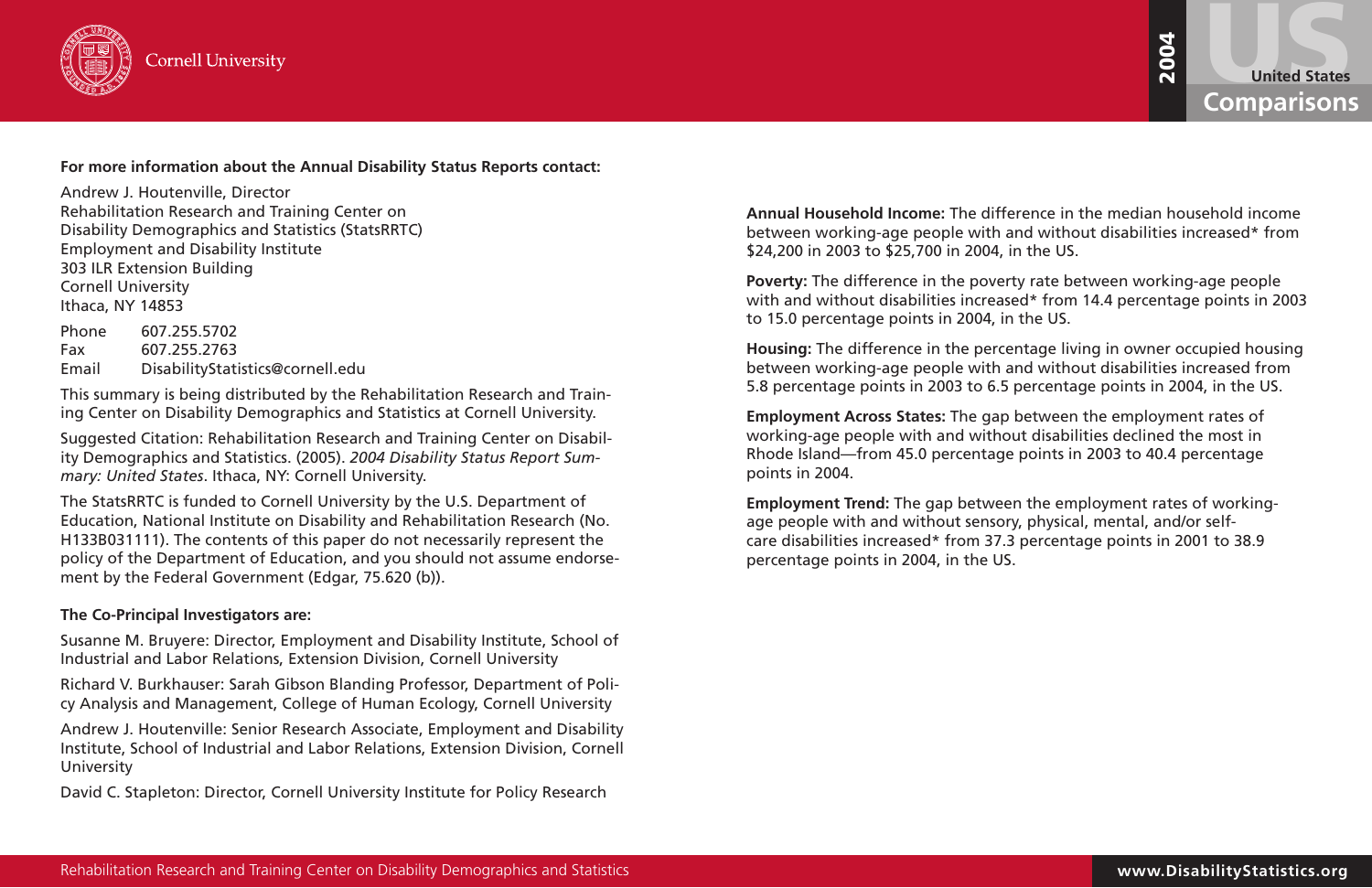**For more information about the Annual Disability Status Reports contact:**

Andrew J. Houtenville, Director
Rehabilitation Research and Training Center on
Disability Demographics and Statistics (StatsRRTC)
Employment and Disability Institute
303 ILR Extension Building
Cornell University
Ithaca, NY 14853

Phone 607.255.5702
Fax 607.255.2763
Email DisabilityStatistics@cornell.edu

This summary is being distributed by the Rehabilitation Research and Training Center on Disability Demographics and Statistics at Cornell University.

Suggested Citation: Rehabilitation Research and Training Center on Disability Demographics and Statistics. (2005). *2004 Disability Status Report Summary: United States*. Ithaca, NY: Cornell University.

The StatsRRTC is funded to Cornell University by the U.S. Department of Education, National Institute on Disability and Rehabilitation Research (No. H133B031111). The contents of this paper do not necessarily represent the policy of the Department of Education, and you should not assume endorsement by the Federal Government (Edgar, 75.620 (b)).

**The Co-Principal Investigators are:**

Susanne M. Bruyere: Director, Employment and Disability Institute, School of Industrial and Labor Relations, Extension Division, Cornell University

Richard V. Burkhauser: Sarah Gibson Blanding Professor, Department of Policy Analysis and Management, College of Human Ecology, Cornell University

Andrew J. Houtenville: Senior Research Associate, Employment and Disability Institute, School of Industrial and Labor Relations, Extension Division, Cornell University

David C. Stapleton: Director, Cornell University Institute for Policy Research

**Annual Household Income:** The difference in the median household income between working-age people with and without disabilities increased* from $24,200 in 2003 to $25,700 in 2004, in the US.

**Poverty:** The difference in the poverty rate between working-age people with and without disabilities increased* from 14.4 percentage points in 2003 to 15.0 percentage points in 2004, in the US.

**Housing:** The difference in the percentage living in owner occupied housing between working-age people with and without disabilities increased from 5.8 percentage points in 2003 to 6.5 percentage points in 2004, in the US.

**Employment Across States:** The gap between the employment rates of working-age people with and without disabilities declined the most in Rhode Island—from 45.0 percentage points in 2003 to 40.4 percentage points in 2004.

**Employment Trend:** The gap between the employment rates of working-age people with and without sensory, physical, mental, and/or self-care disabilities increased* from 37.3 percentage points in 2001 to 38.9 percentage points in 2004, in the US.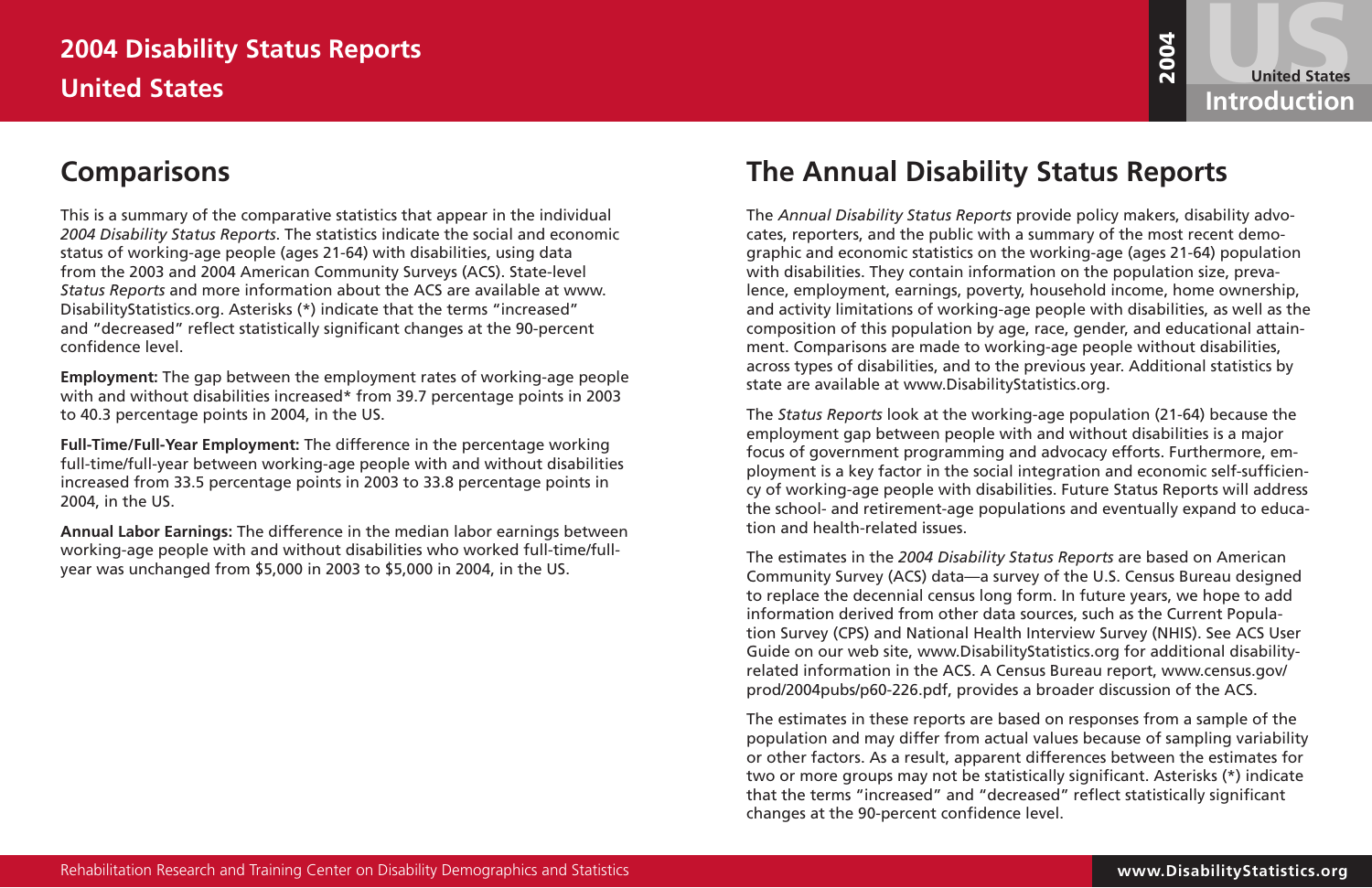# 2004 Disability Status Reports

## United States

## Comparisons

This is a summary of the comparative statistics that appear in the individual *2004 Disability Status Reports*. The statistics indicate the social and economic status of working-age people (ages 21-64) with disabilities, using data from the 2003 and 2004 American Community Surveys (ACS). State-level *Status Reports* and more information about the ACS are available at www.DisabilityStatistics.org. Asterisks (*) indicate that the terms "increased" and "decreased" reflect statistically significant changes at the 90-percent confidence level.

**Employment:** The gap between the employment rates of working-age people with and without disabilities increased* from 39.7 percentage points in 2003 to 40.3 percentage points in 2004, in the US.

**Full-Time/Full-Year Employment:** The difference in the percentage working full-time/full-year between working-age people with and without disabilities increased from 33.5 percentage points in 2003 to 33.8 percentage points in 2004, in the US.

**Annual Labor Earnings:** The difference in the median labor earnings between working-age people with and without disabilities who worked full-time/full-year was unchanged from $5,000 in 2003 to $5,000 in 2004, in the US.

## The Annual Disability Status Reports

The *Annual Disability Status Reports* provide policy makers, disability advocates, reporters, and the public with a summary of the most recent demographic and economic statistics on the working-age (ages 21-64) population with disabilities. They contain information on the population size, prevalence, employment, earnings, poverty, household income, home ownership, and activity limitations of working-age people with disabilities, as well as the composition of this population by age, race, gender, and educational attainment. Comparisons are made to working-age people without disabilities, across types of disabilities, and to the previous year. Additional statistics by state are available at www.DisabilityStatistics.org.

The *Status Reports* look at the working-age population (21-64) because the employment gap between people with and without disabilities is a major focus of government programming and advocacy efforts. Furthermore, employment is a key factor in the social integration and economic self-sufficiency of working-age people with disabilities. Future Status Reports will address the school- and retirement-age populations and eventually expand to education and health-related issues.

The estimates in the *2004 Disability Status Reports* are based on American Community Survey (ACS) data—a survey of the U.S. Census Bureau designed to replace the decennial census long form. In future years, we hope to add information derived from other data sources, such as the Current Population Survey (CPS) and National Health Interview Survey (NHIS). See ACS User Guide on our web site, www.DisabilityStatistics.org for additional disability-related information in the ACS. A Census Bureau report, www.census.gov/prod/2004pubs/p60-226.pdf, provides a broader discussion of the ACS.

The estimates in these reports are based on responses from a sample of the population and may differ from actual values because of sampling variability or other factors. As a result, apparent differences between the estimates for two or more groups may not be statistically significant. Asterisks (*) indicate that the terms "increased" and "decreased" reflect statistically significant changes at the 90-percent confidence level.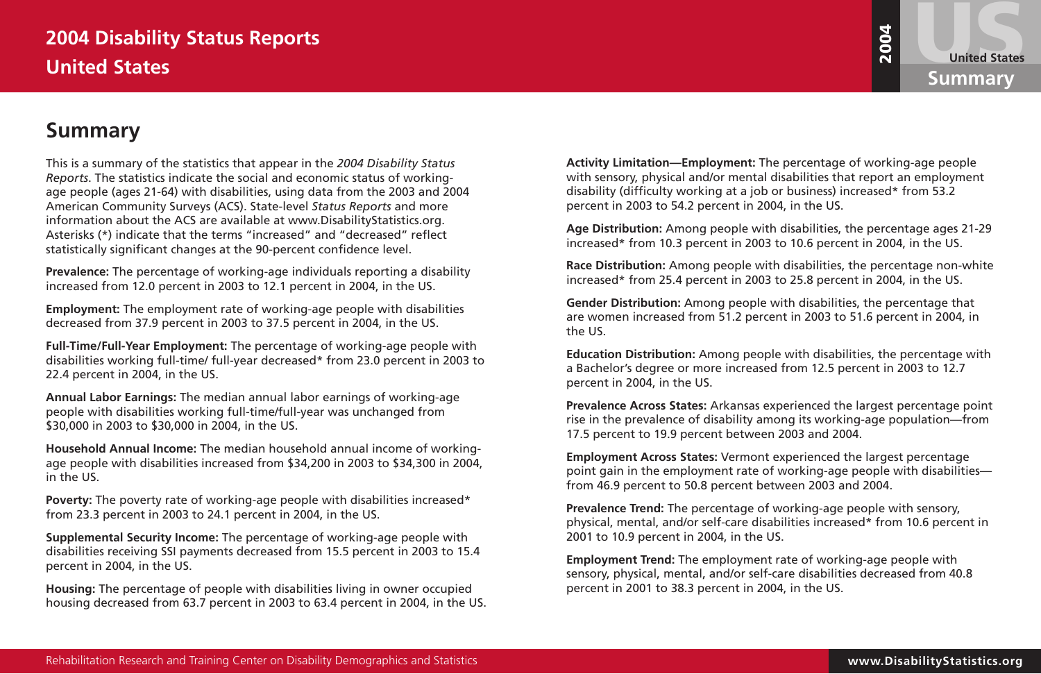# 2004 Disability Status Reports
# United States

## Summary

This is a summary of the statistics that appear in the *2004 Disability Status Reports*. The statistics indicate the social and economic status of working-age people (ages 21-64) with disabilities, using data from the 2003 and 2004 American Community Surveys (ACS). State-level *Status Reports* and more information about the ACS are available at www.DisabilityStatistics.org. Asterisks (*) indicate that the terms "increased" and "decreased" reflect statistically significant changes at the 90-percent confidence level.

**Prevalence:** The percentage of working-age individuals reporting a disability increased from 12.0 percent in 2003 to 12.1 percent in 2004, in the US.

**Employment:** The employment rate of working-age people with disabilities decreased from 37.9 percent in 2003 to 37.5 percent in 2004, in the US.

**Full-Time/Full-Year Employment:** The percentage of working-age people with disabilities working full-time/ full-year decreased* from 23.0 percent in 2003 to 22.4 percent in 2004, in the US.

**Annual Labor Earnings:** The median annual labor earnings of working-age people with disabilities working full-time/full-year was unchanged from $30,000 in 2003 to $30,000 in 2004, in the US.

**Household Annual Income:** The median household annual income of working-age people with disabilities increased from $34,200 in 2003 to $34,300 in 2004, in the US.

**Poverty:** The poverty rate of working-age people with disabilities increased* from 23.3 percent in 2003 to 24.1 percent in 2004, in the US.

**Supplemental Security Income:** The percentage of working-age people with disabilities receiving SSI payments decreased from 15.5 percent in 2003 to 15.4 percent in 2004, in the US.

**Housing:** The percentage of people with disabilities living in owner occupied housing decreased from 63.7 percent in 2003 to 63.4 percent in 2004, in the US.

**Activity Limitation—Employment:** The percentage of working-age people with sensory, physical and/or mental disabilities that report an employment disability (difficulty working at a job or business) increased* from 53.2 percent in 2003 to 54.2 percent in 2004, in the US.

**Age Distribution:** Among people with disabilities, the percentage ages 21-29 increased* from 10.3 percent in 2003 to 10.6 percent in 2004, in the US.

**Race Distribution:** Among people with disabilities, the percentage non-white increased* from 25.4 percent in 2003 to 25.8 percent in 2004, in the US.

**Gender Distribution:** Among people with disabilities, the percentage that are women increased from 51.2 percent in 2003 to 51.6 percent in 2004, in the US.

**Education Distribution:** Among people with disabilities, the percentage with a Bachelor's degree or more increased from 12.5 percent in 2003 to 12.7 percent in 2004, in the US.

**Prevalence Across States:** Arkansas experienced the largest percentage point rise in the prevalence of disability among its working-age population—from 17.5 percent to 19.9 percent between 2003 and 2004.

**Employment Across States:** Vermont experienced the largest percentage point gain in the employment rate of working-age people with disabilities—from 46.9 percent to 50.8 percent between 2003 and 2004.

**Prevalence Trend:** The percentage of working-age people with sensory, physical, mental, and/or self-care disabilities increased* from 10.6 percent in 2001 to 10.9 percent in 2004, in the US.

**Employment Trend:** The employment rate of working-age people with sensory, physical, mental, and/or self-care disabilities decreased from 40.8 percent in 2001 to 38.3 percent in 2004, in the US.